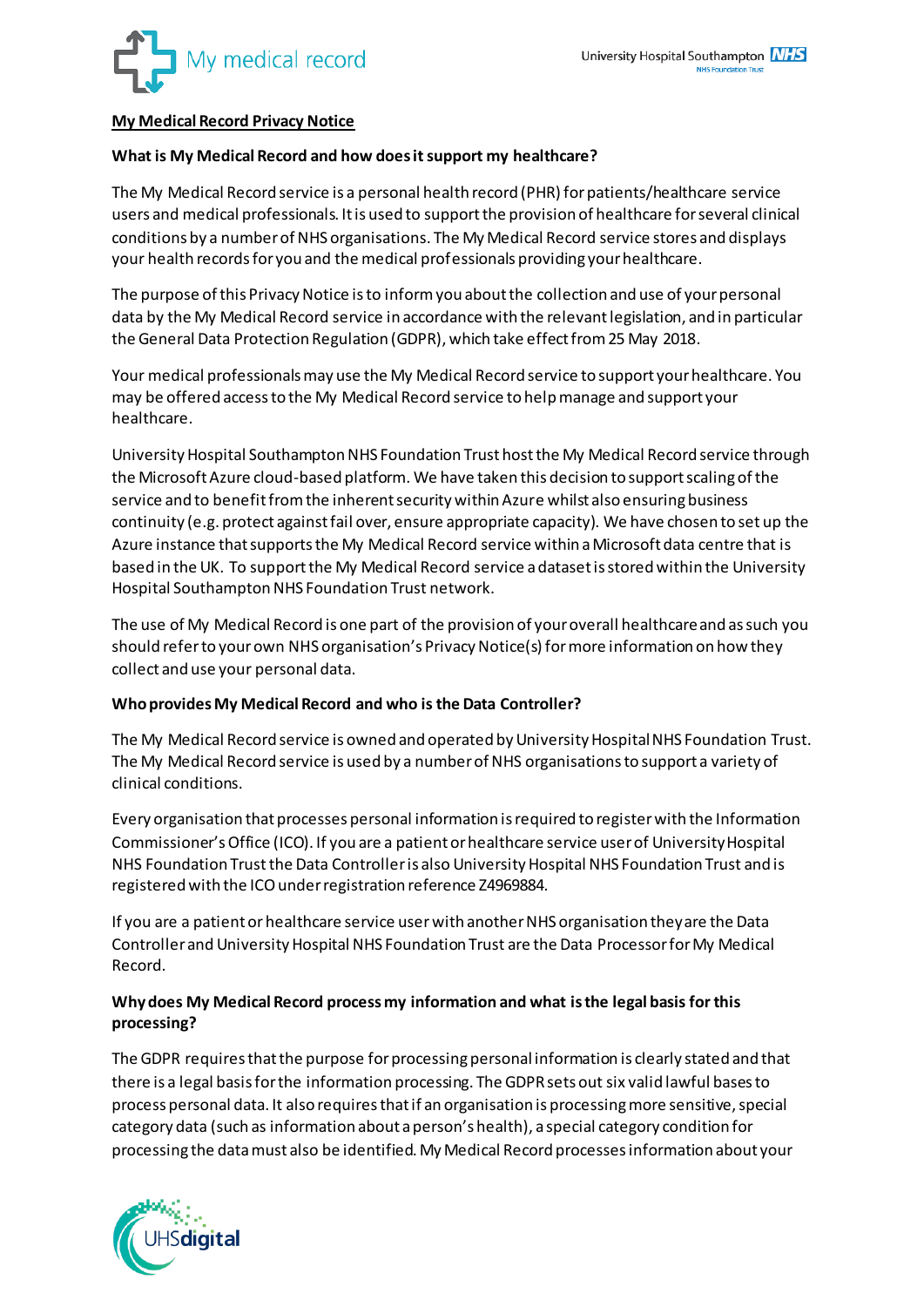# My Medical Record Privacy Notice

## What is My Medical Record and how does it support my healthcare?

The My Medical Record service is a personal health record (PHR) for patients/healthcare service users and medical professionals. It is used to support the provision of healthcare for several clinical conditions by a number of NHS organisations. The My Medical Record service stores and displays your health records for you and the medical professionals providing your healthcare.

The purpose of this Privacy Notice is to inform you about the collection and use of your personal data by the My Medical Record service in accordance with the relevant legislation, and in particular the General Data Protection Regulation (GDPR), which take effect from 25 May 2018.

Your medical professionals may use the My Medical Record service to support your healthcare. You may be offered access to the My Medical Record service to help manage and support your healthcare.

University Hospital Southampton NHS Foundation Trust host the My Medical Record service through the Microsoft Azure cloud-based platform. We have taken this decision to support scaling of the service and to benefit from the inherent security within Azure whilst also ensuring business continuity (e.g. protect against fail over, ensure appropriate capacity). We have chosen to set up the Azure instance that supports the My Medical Record service within a Microsoft data centre that is based in the UK. To support the My Medical Record service a dataset is stored within the University Hospital Southampton NHS Foundation Trust network.

The use of My Medical Record is one part of the provision of your overall healthcare and as such you should refer to your own NHS organisation's Privacy Notice(s) for more information on how they collect and use your personal data.

## Who provides My Medical Record and who is the Data Controller?

The My Medical Record service is owned and operated by University Hospital NHS Foundation Trust. The My Medical Record service is used by a number of NHS organisations to support a variety of clinical conditions.

Every organisation that processes personal information is required to register with the Information Commissioner's Office (ICO). If you are a patient or healthcare service user of University Hospital NHS Foundation Trust the Data Controller is also University Hospital NHS Foundation Trust and is registered with the ICO under registration reference Z4969884.

If you are a patient or healthcare service user with another NHS organisation they are the Data Controller and University Hospital NHS Foundation Trust are the Data Processor for My Medical Record.

## Why does My Medical Record process my information and what is the legal basis for this processing?

The GDPR requires that the purpose for processing personal information is clearly stated and that there is a legal basis for the information processing. The GDPR sets out six valid lawful bases to process personal data. It also requires that if an organisation is processing more sensitive, special category data (such as information about a person's health), a special category condition for processing the data must also be identified. My Medical Record processes information about your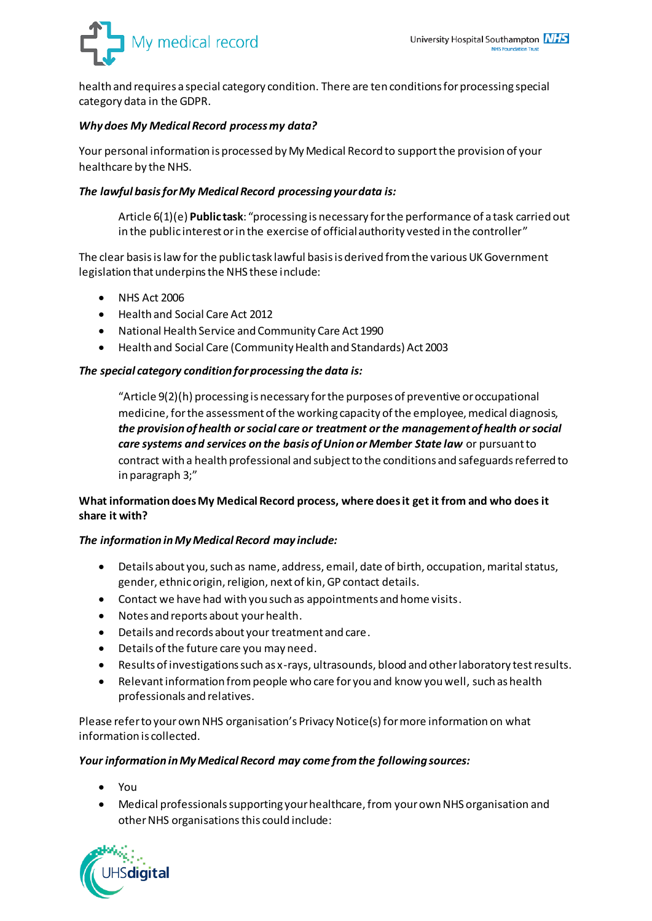health and requires a special category condition. There are ten conditions for processing special category data in the GDPR.

***Why does My Medical Record process my data?***

Your personal information is processed by My Medical Record to support the provision of your healthcare by the NHS.

***The lawful basis for My Medical Record processing your data is:***

> Article 6(1)(e) **Public task**: "processing is necessary for the performance of a task carried out in the public interest or in the exercise of official authority vested in the controller"

The clear basis is law for the public task lawful basis is derived from the various UK Government legislation that underpins the NHS these include:

- NHS Act 2006
- Health and Social Care Act 2012
- National Health Service and Community Care Act 1990
- Health and Social Care (Community Health and Standards) Act 2003

***The special category condition for processing the data is:***

> "Article 9(2)(h) processing is necessary for the purposes of preventive or occupational medicine, for the assessment of the working capacity of the employee, medical diagnosis, ***the provision of health or social care or treatment or the management of health or social care systems and services on the basis of Union or Member State law*** or pursuant to contract with a health professional and subject to the conditions and safeguards referred to in paragraph 3;"

**What information does My Medical Record process, where does it get it from and who does it share it with?**

***The information in My Medical Record may include:***

- Details about you, such as name, address, email, date of birth, occupation, marital status, gender, ethnic origin, religion, next of kin, GP contact details.
- Contact we have had with you such as appointments and home visits.
- Notes and reports about your health.
- Details and records about your treatment and care.
- Details of the future care you may need.
- Results of investigations such as x-rays, ultrasounds, blood and other laboratory test results.
- Relevant information from people who care for you and know you well, such as health professionals and relatives.

Please refer to your own NHS organisation's Privacy Notice(s) for more information on what information is collected.

***Your information in My Medical Record may come from the following sources:***

- You
- Medical professionals supporting your healthcare, from your own NHS organisation and other NHS organisations this could include: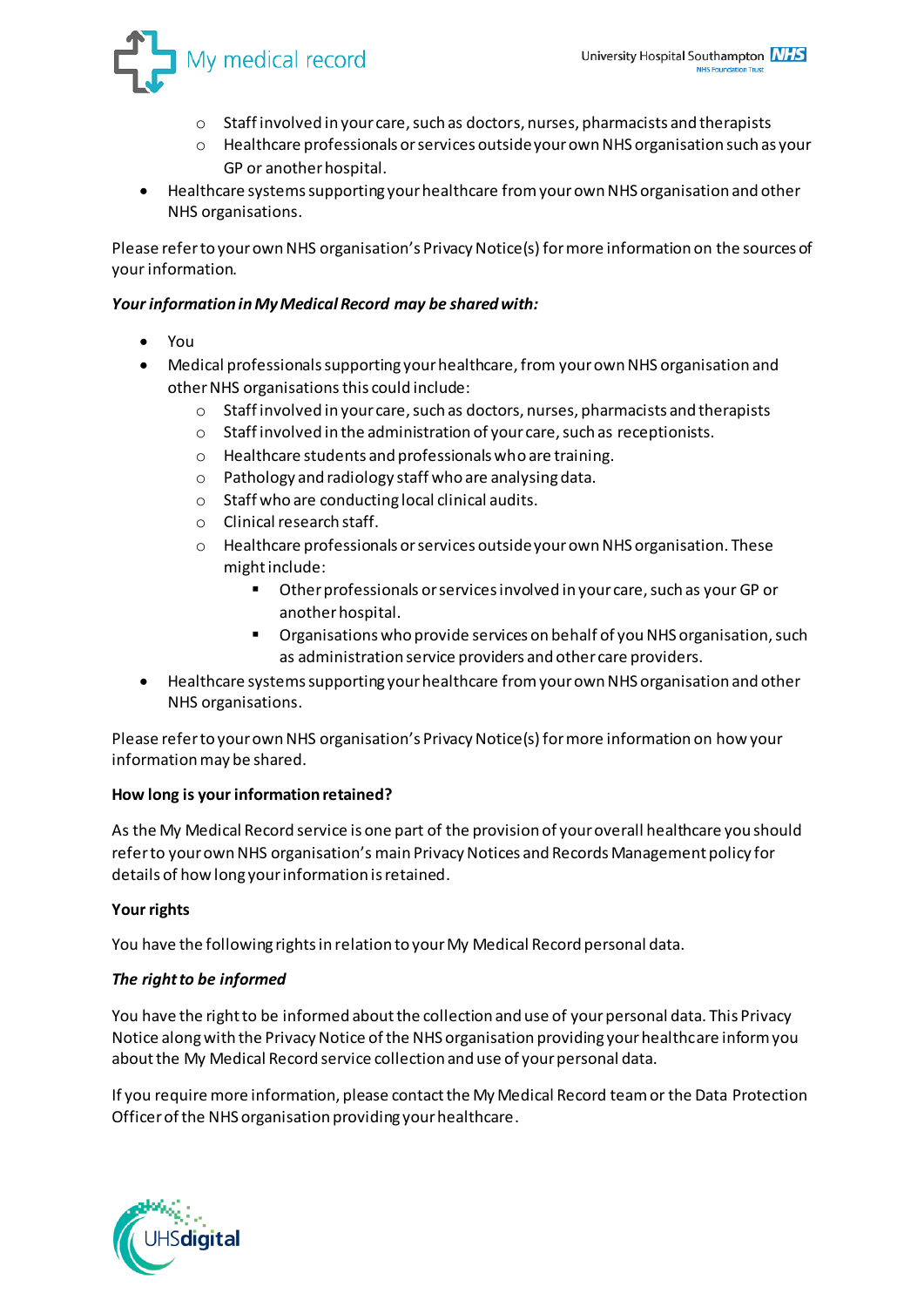- Staff involved in your care, such as doctors, nurses, pharmacists and therapists
  - Healthcare professionals or services outside your own NHS organisation such as your GP or another hospital.
- Healthcare systems supporting your healthcare from your own NHS organisation and other NHS organisations.

Please refer to your own NHS organisation's Privacy Notice(s) for more information on the sources of your information.

***Your information in My Medical Record may be shared with:***

- You
- Medical professionals supporting your healthcare, from your own NHS organisation and other NHS organisations this could include:
  - Staff involved in your care, such as doctors, nurses, pharmacists and therapists
  - Staff involved in the administration of your care, such as receptionists.
  - Healthcare students and professionals who are training.
  - Pathology and radiology staff who are analysing data.
  - Staff who are conducting local clinical audits.
  - Clinical research staff.
  - Healthcare professionals or services outside your own NHS organisation. These might include:
    - Other professionals or services involved in your care, such as your GP or another hospital.
    - Organisations who provide services on behalf of you NHS organisation, such as administration service providers and other care providers.
- Healthcare systems supporting your healthcare from your own NHS organisation and other NHS organisations.

Please refer to your own NHS organisation's Privacy Notice(s) for more information on how your information may be shared.

**How long is your information retained?**

As the My Medical Record service is one part of the provision of your overall healthcare you should refer to your own NHS organisation's main Privacy Notices and Records Management policy for details of how long your information is retained.

**Your rights**

You have the following rights in relation to your My Medical Record personal data.

***The right to be informed***

You have the right to be informed about the collection and use of your personal data. This Privacy Notice along with the Privacy Notice of the NHS organisation providing your healthcare inform you about the My Medical Record service collection and use of your personal data.

If you require more information, please contact the My Medical Record team or the Data Protection Officer of the NHS organisation providing your healthcare.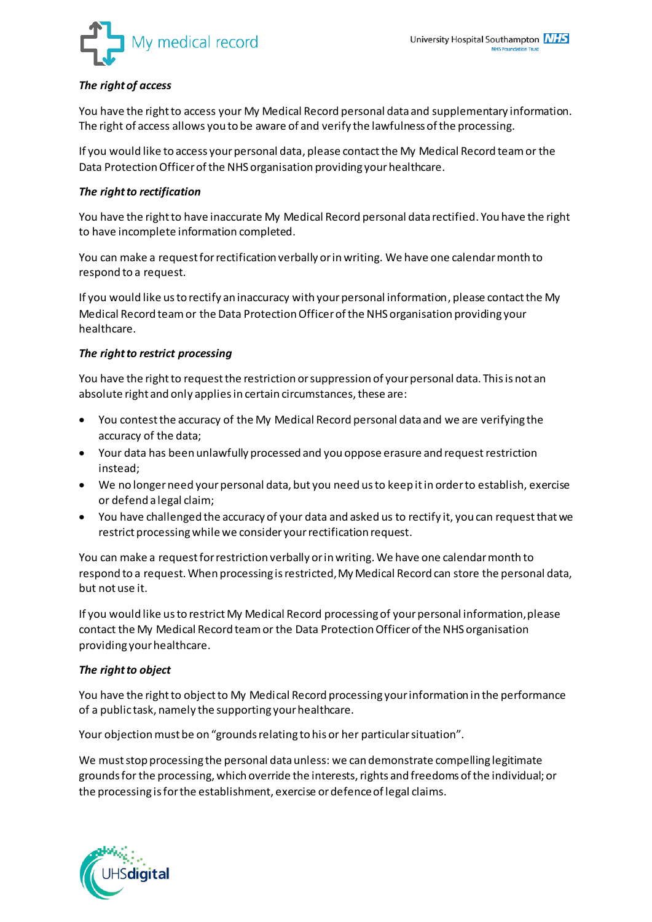***The right of access***

You have the right to access your My Medical Record personal data and supplementary information. The right of access allows you to be aware of and verify the lawfulness of the processing.

If you would like to access your personal data, please contact the My Medical Record team or the Data Protection Officer of the NHS organisation providing your healthcare.

***The right to rectification***

You have the right to have inaccurate My Medical Record personal data rectified. You have the right to have incomplete information completed.

You can make a request for rectification verbally or in writing. We have one calendar month to respond to a request.

If you would like us to rectify an inaccuracy with your personal information, please contact the My Medical Record team or the Data Protection Officer of the NHS organisation providing your healthcare.

***The right to restrict processing***

You have the right to request the restriction or suppression of your personal data. This is not an absolute right and only applies in certain circumstances, these are:

- You contest the accuracy of the My Medical Record personal data and we are verifying the accuracy of the data;
- Your data has been unlawfully processed and you oppose erasure and request restriction instead;
- We no longer need your personal data, but you need us to keep it in order to establish, exercise or defend a legal claim;
- You have challenged the accuracy of your data and asked us to rectify it, you can request that we restrict processing while we consider your rectification request.

You can make a request for restriction verbally or in writing. We have one calendar month to respond to a request. When processing is restricted, My Medical Record can store the personal data, but not use it.

If you would like us to restrict My Medical Record processing of your personal information, please contact the My Medical Record team or the Data Protection Officer of the NHS organisation providing your healthcare.

***The right to object***

You have the right to object to My Medical Record processing your information in the performance of a public task, namely the supporting your healthcare.

Your objection must be on "grounds relating to his or her particular situation".

We must stop processing the personal data unless: we can demonstrate compelling legitimate grounds for the processing, which override the interests, rights and freedoms of the individual; or the processing is for the establishment, exercise or defence of legal claims.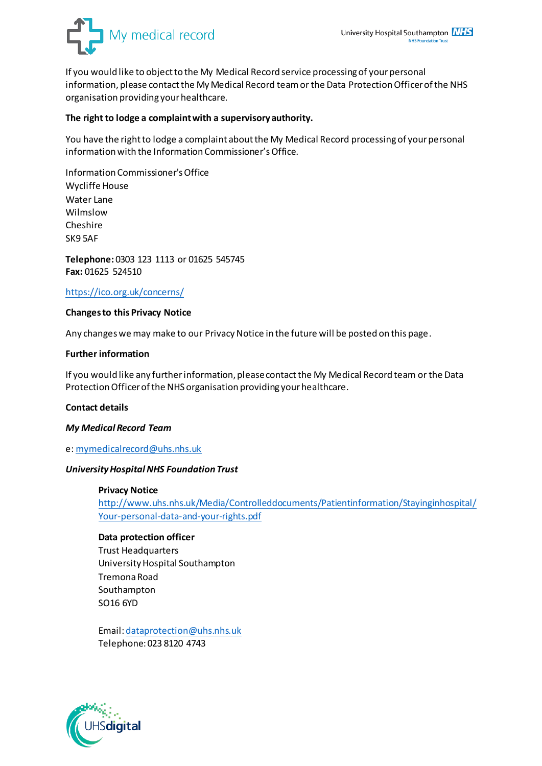If you would like to object to the My Medical Record service processing of your personal information, please contact the My Medical Record team or the Data Protection Officer of the NHS organisation providing your healthcare.

**The right to lodge a complaint with a supervisory authority.**

You have the right to lodge a complaint about the My Medical Record processing of your personal information with the Information Commissioner's Office.

Information Commissioner's Office
Wycliffe House
Water Lane
Wilmslow
Cheshire
SK9 5AF

**Telephone:** 0303 123 1113 or 01625 545745
**Fax:** 01625 524510

https://ico.org.uk/concerns/

**Changes to this Privacy Notice**

Any changes we may make to our Privacy Notice in the future will be posted on this page.

**Further information**

If you would like any further information, please contact the My Medical Record team or the Data Protection Officer of the NHS organisation providing your healthcare.

**Contact details**

***My Medical Record Team***

e: mymedicalrecord@uhs.nhs.uk

***University Hospital NHS Foundation Trust***

**Privacy Notice**
http://www.uhs.nhs.uk/Media/Controlleddocuments/Patientinformation/Stayinginhospital/Your-personal-data-and-your-rights.pdf

**Data protection officer**
Trust Headquarters
University Hospital Southampton
Tremona Road
Southampton
SO16 6YD

Email: dataprotection@uhs.nhs.uk
Telephone: 023 8120 4743